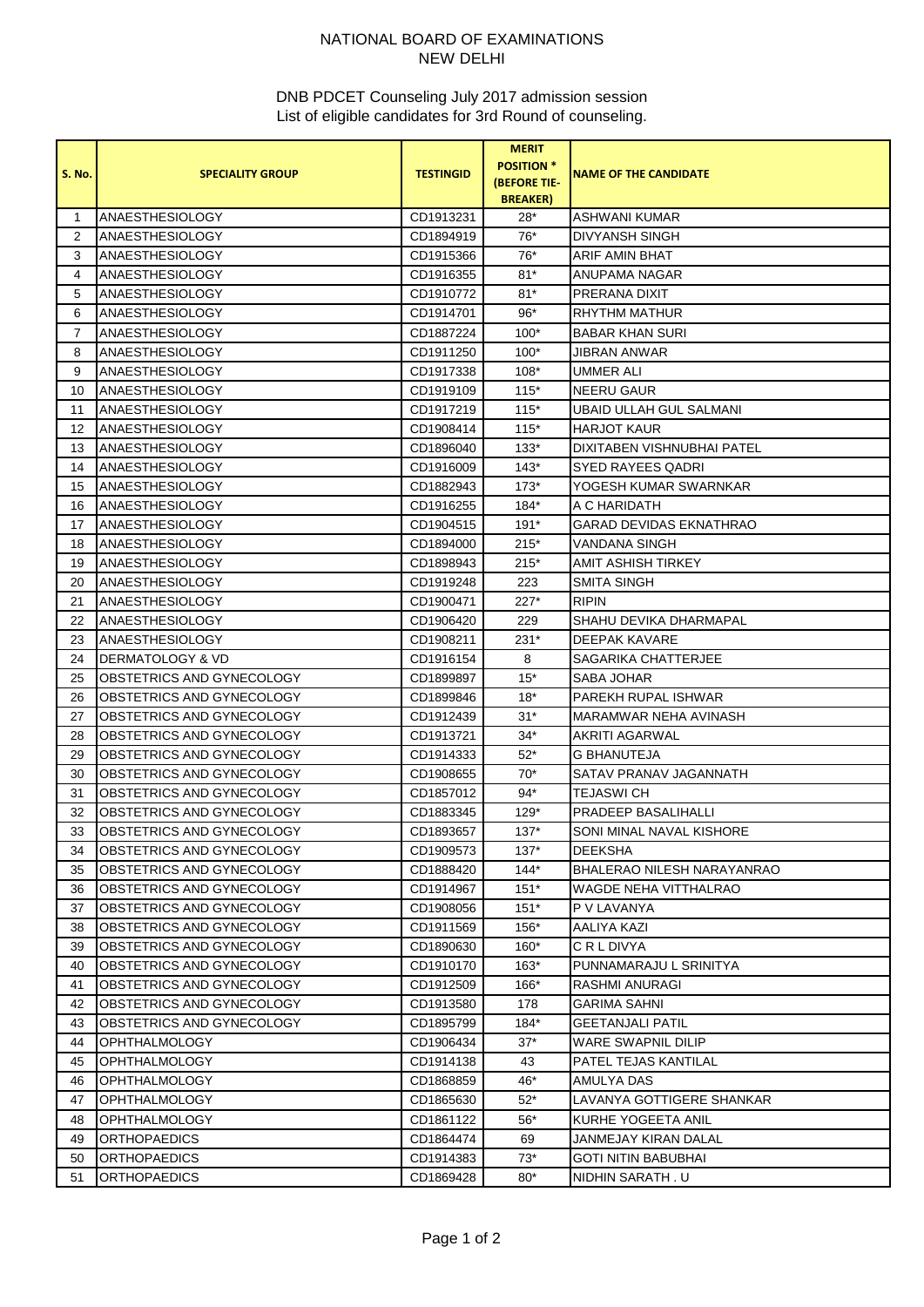NATIONAL BOARD OF EXAMINATIONS
NEW DELHI

DNB PDCET Counseling July 2017 admission session
List of eligible candidates for 3rd Round of counseling.

| S. No. | SPECIALITY GROUP | TESTINGID | MERIT POSITION * (BEFORE TIE-BREAKER) | NAME OF THE CANDIDATE |
|---|---|---|---|---|
| 1 | ANAESTHESIOLOGY | CD1913231 | 28* | ASHWANI KUMAR |
| 2 | ANAESTHESIOLOGY | CD1894919 | 76* | DIVYANSH SINGH |
| 3 | ANAESTHESIOLOGY | CD1915366 | 76* | ARIF AMIN BHAT |
| 4 | ANAESTHESIOLOGY | CD1916355 | 81* | ANUPAMA NAGAR |
| 5 | ANAESTHESIOLOGY | CD1910772 | 81* | PRERANA DIXIT |
| 6 | ANAESTHESIOLOGY | CD1914701 | 96* | RHYTHM MATHUR |
| 7 | ANAESTHESIOLOGY | CD1887224 | 100* | BABAR KHAN SURI |
| 8 | ANAESTHESIOLOGY | CD1911250 | 100* | JIBRAN ANWAR |
| 9 | ANAESTHESIOLOGY | CD1917338 | 108* | UMMER ALI |
| 10 | ANAESTHESIOLOGY | CD1919109 | 115* | NEERU GAUR |
| 11 | ANAESTHESIOLOGY | CD1917219 | 115* | UBAID ULLAH GUL SALMANI |
| 12 | ANAESTHESIOLOGY | CD1908414 | 115* | HARJOT KAUR |
| 13 | ANAESTHESIOLOGY | CD1896040 | 133* | DIXITABEN VISHNUBHAI PATEL |
| 14 | ANAESTHESIOLOGY | CD1916009 | 143* | SYED RAYEES QADRI |
| 15 | ANAESTHESIOLOGY | CD1882943 | 173* | YOGESH KUMAR SWARNKAR |
| 16 | ANAESTHESIOLOGY | CD1916255 | 184* | A C HARIDATH |
| 17 | ANAESTHESIOLOGY | CD1904515 | 191* | GARAD DEVIDAS EKNATHRAO |
| 18 | ANAESTHESIOLOGY | CD1894000 | 215* | VANDANA SINGH |
| 19 | ANAESTHESIOLOGY | CD1898943 | 215* | AMIT ASHISH TIRKEY |
| 20 | ANAESTHESIOLOGY | CD1919248 | 223 | SMITA SINGH |
| 21 | ANAESTHESIOLOGY | CD1900471 | 227* | RIPIN |
| 22 | ANAESTHESIOLOGY | CD1906420 | 229 | SHAHU DEVIKA DHARMAPAL |
| 23 | ANAESTHESIOLOGY | CD1908211 | 231* | DEEPAK KAVARE |
| 24 | DERMATOLOGY & VD | CD1916154 | 8 | SAGARIKA CHATTERJEE |
| 25 | OBSTETRICS AND GYNECOLOGY | CD1899897 | 15* | SABA JOHAR |
| 26 | OBSTETRICS AND GYNECOLOGY | CD1899846 | 18* | PAREKH RUPAL ISHWAR |
| 27 | OBSTETRICS AND GYNECOLOGY | CD1912439 | 31* | MARAMWAR NEHA AVINASH |
| 28 | OBSTETRICS AND GYNECOLOGY | CD1913721 | 34* | AKRITI AGARWAL |
| 29 | OBSTETRICS AND GYNECOLOGY | CD1914333 | 52* | G BHANUTEJA |
| 30 | OBSTETRICS AND GYNECOLOGY | CD1908655 | 70* | SATAV PRANAV JAGANNATH |
| 31 | OBSTETRICS AND GYNECOLOGY | CD1857012 | 94* | TEJASWI CH |
| 32 | OBSTETRICS AND GYNECOLOGY | CD1883345 | 129* | PRADEEP BASALIHALLI |
| 33 | OBSTETRICS AND GYNECOLOGY | CD1893657 | 137* | SONI MINAL NAVAL KISHORE |
| 34 | OBSTETRICS AND GYNECOLOGY | CD1909573 | 137* | DEEKSHA |
| 35 | OBSTETRICS AND GYNECOLOGY | CD1888420 | 144* | BHALERAO NILESH NARAYANRAO |
| 36 | OBSTETRICS AND GYNECOLOGY | CD1914967 | 151* | WAGDE NEHA VITTHALRAO |
| 37 | OBSTETRICS AND GYNECOLOGY | CD1908056 | 151* | P V LAVANYA |
| 38 | OBSTETRICS AND GYNECOLOGY | CD1911569 | 156* | AALIYA KAZI |
| 39 | OBSTETRICS AND GYNECOLOGY | CD1890630 | 160* | C R L DIVYA |
| 40 | OBSTETRICS AND GYNECOLOGY | CD1910170 | 163* | PUNNAMARAJU L SRINITYA |
| 41 | OBSTETRICS AND GYNECOLOGY | CD1912509 | 166* | RASHMI ANURAGI |
| 42 | OBSTETRICS AND GYNECOLOGY | CD1913580 | 178 | GARIMA SAHNI |
| 43 | OBSTETRICS AND GYNECOLOGY | CD1895799 | 184* | GEETANJALI PATIL |
| 44 | OPHTHALMOLOGY | CD1906434 | 37* | WARE SWAPNIL DILIP |
| 45 | OPHTHALMOLOGY | CD1914138 | 43 | PATEL TEJAS KANTILAL |
| 46 | OPHTHALMOLOGY | CD1868859 | 46* | AMULYA DAS |
| 47 | OPHTHALMOLOGY | CD1865630 | 52* | LAVANYA GOTTIGERE SHANKAR |
| 48 | OPHTHALMOLOGY | CD1861122 | 56* | KURHE YOGEETA ANIL |
| 49 | ORTHOPAEDICS | CD1864474 | 69 | JANMEJAY KIRAN DALAL |
| 50 | ORTHOPAEDICS | CD1914383 | 73* | GOTI NITIN BABUBHAI |
| 51 | ORTHOPAEDICS | CD1869428 | 80* | NIDHIN SARATH . U |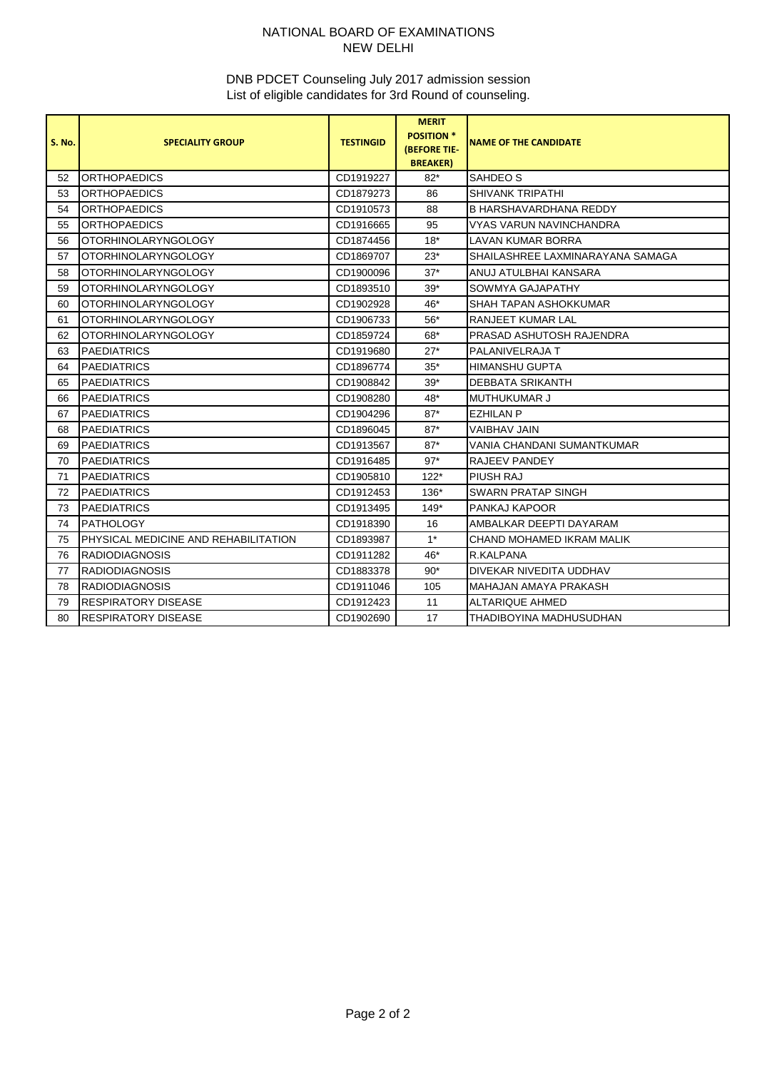NATIONAL BOARD OF EXAMINATIONS
NEW DELHI

DNB PDCET Counseling July 2017 admission session
List of eligible candidates for 3rd Round of counseling.

| S. No. | SPECIALITY GROUP | TESTINGID | MERIT POSITION * (BEFORE TIE-BREAKER) | NAME OF THE CANDIDATE |
|---|---|---|---|---|
| 52 | ORTHOPAEDICS | CD1919227 | 82* | SAHDEO S |
| 53 | ORTHOPAEDICS | CD1879273 | 86 | SHIVANK TRIPATHI |
| 54 | ORTHOPAEDICS | CD1910573 | 88 | B HARSHAVARDHANA REDDY |
| 55 | ORTHOPAEDICS | CD1916665 | 95 | VYAS VARUN NAVINCHANDRA |
| 56 | OTORHINOLARYNGOLOGY | CD1874456 | 18* | LAVAN KUMAR BORRA |
| 57 | OTORHINOLARYNGOLOGY | CD1869707 | 23* | SHAILASHREE LAXMINARAYANA SAMAGA |
| 58 | OTORHINOLARYNGOLOGY | CD1900096 | 37* | ANUJ ATULBHAI KANSARA |
| 59 | OTORHINOLARYNGOLOGY | CD1893510 | 39* | SOWMYA GAJAPATHY |
| 60 | OTORHINOLARYNGOLOGY | CD1902928 | 46* | SHAH TAPAN ASHOKKUMAR |
| 61 | OTORHINOLARYNGOLOGY | CD1906733 | 56* | RANJEET KUMAR LAL |
| 62 | OTORHINOLARYNGOLOGY | CD1859724 | 68* | PRASAD ASHUTOSH RAJENDRA |
| 63 | PAEDIATRICS | CD1919680 | 27* | PALANIVELRAJA T |
| 64 | PAEDIATRICS | CD1896774 | 35* | HIMANSHU GUPTA |
| 65 | PAEDIATRICS | CD1908842 | 39* | DEBBATA SRIKANTH |
| 66 | PAEDIATRICS | CD1908280 | 48* | MUTHUKUMAR J |
| 67 | PAEDIATRICS | CD1904296 | 87* | EZHILAN P |
| 68 | PAEDIATRICS | CD1896045 | 87* | VAIBHAV JAIN |
| 69 | PAEDIATRICS | CD1913567 | 87* | VANIA CHANDANI SUMANTKUMAR |
| 70 | PAEDIATRICS | CD1916485 | 97* | RAJEEV PANDEY |
| 71 | PAEDIATRICS | CD1905810 | 122* | PIUSH RAJ |
| 72 | PAEDIATRICS | CD1912453 | 136* | SWARN PRATAP SINGH |
| 73 | PAEDIATRICS | CD1913495 | 149* | PANKAJ KAPOOR |
| 74 | PATHOLOGY | CD1918390 | 16 | AMBALKAR DEEPTI DAYARAM |
| 75 | PHYSICAL MEDICINE AND REHABILITATION | CD1893987 | 1* | CHAND MOHAMED IKRAM MALIK |
| 76 | RADIODIAGNOSIS | CD1911282 | 46* | R.KALPANA |
| 77 | RADIODIAGNOSIS | CD1883378 | 90* | DIVEKAR NIVEDITA UDDHAV |
| 78 | RADIODIAGNOSIS | CD1911046 | 105 | MAHAJAN AMAYA PRAKASH |
| 79 | RESPIRATORY DISEASE | CD1912423 | 11 | ALTARIQUE AHMED |
| 80 | RESPIRATORY DISEASE | CD1902690 | 17 | THADIBOYINA MADHUSUDHAN |